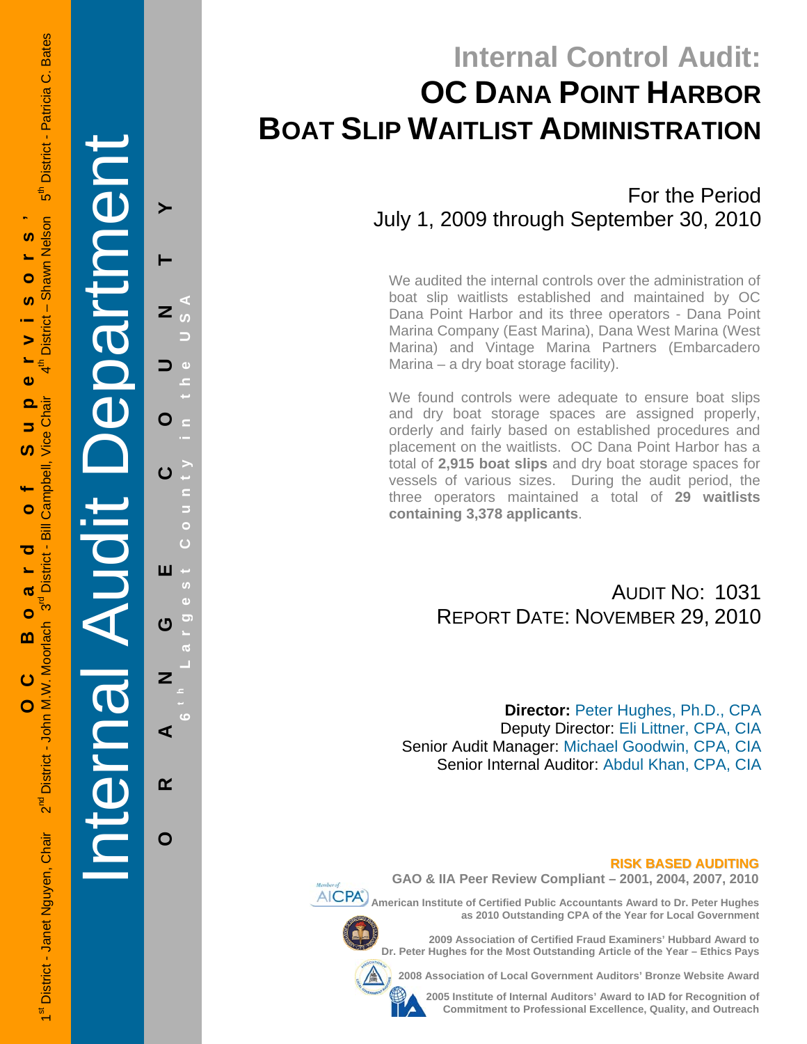OC Board of Supervisors'

1st District - Janet Nguyen, Chair 2nd District - John M.W. Moorlach 3rd District - Bill Campbell, Vice Chair 4th District – Shawn Nelson 5th District - Patricia C. Bates

Internal Audit Department

ORANGE COUNTY

6th Largest County in the USA

# Internal Control Audit: OC DANA POINT HARBOR BOAT SLIP WAITLIST ADMINISTRATION

For the Period
July 1, 2009 through September 30, 2010

We audited the internal controls over the administration of boat slip waitlists established and maintained by OC Dana Point Harbor and its three operators - Dana Point Marina Company (East Marina), Dana West Marina (West Marina) and Vintage Marina Partners (Embarcadero Marina – a dry boat storage facility).

We found controls were adequate to ensure boat slips and dry boat storage spaces are assigned properly, orderly and fairly based on established procedures and placement on the waitlists. OC Dana Point Harbor has a total of **2,915 boat slips** and dry boat storage spaces for vessels of various sizes. During the audit period, the three operators maintained a total of **29 waitlists containing 3,378 applicants**.

AUDIT NO: 1031
REPORT DATE: NOVEMBER 29, 2010

**Director:** Peter Hughes, Ph.D., CPA
Deputy Director: Eli Littner, CPA, CIA
Senior Audit Manager: Michael Goodwin, CPA, CIA
Senior Internal Auditor: Abdul Khan, CPA, CIA

**RISK BASED AUDITING**

**GAO & IIA Peer Review Compliant – 2001, 2004, 2007, 2010**

**American Institute of Certified Public Accountants Award to Dr. Peter Hughes as 2010 Outstanding CPA of the Year for Local Government**

**2009 Association of Certified Fraud Examiners' Hubbard Award to Dr. Peter Hughes for the Most Outstanding Article of the Year – Ethics Pays**

**2008 Association of Local Government Auditors' Bronze Website Award**

**2005 Institute of Internal Auditors' Award to IAD for Recognition of Commitment to Professional Excellence, Quality, and Outreach**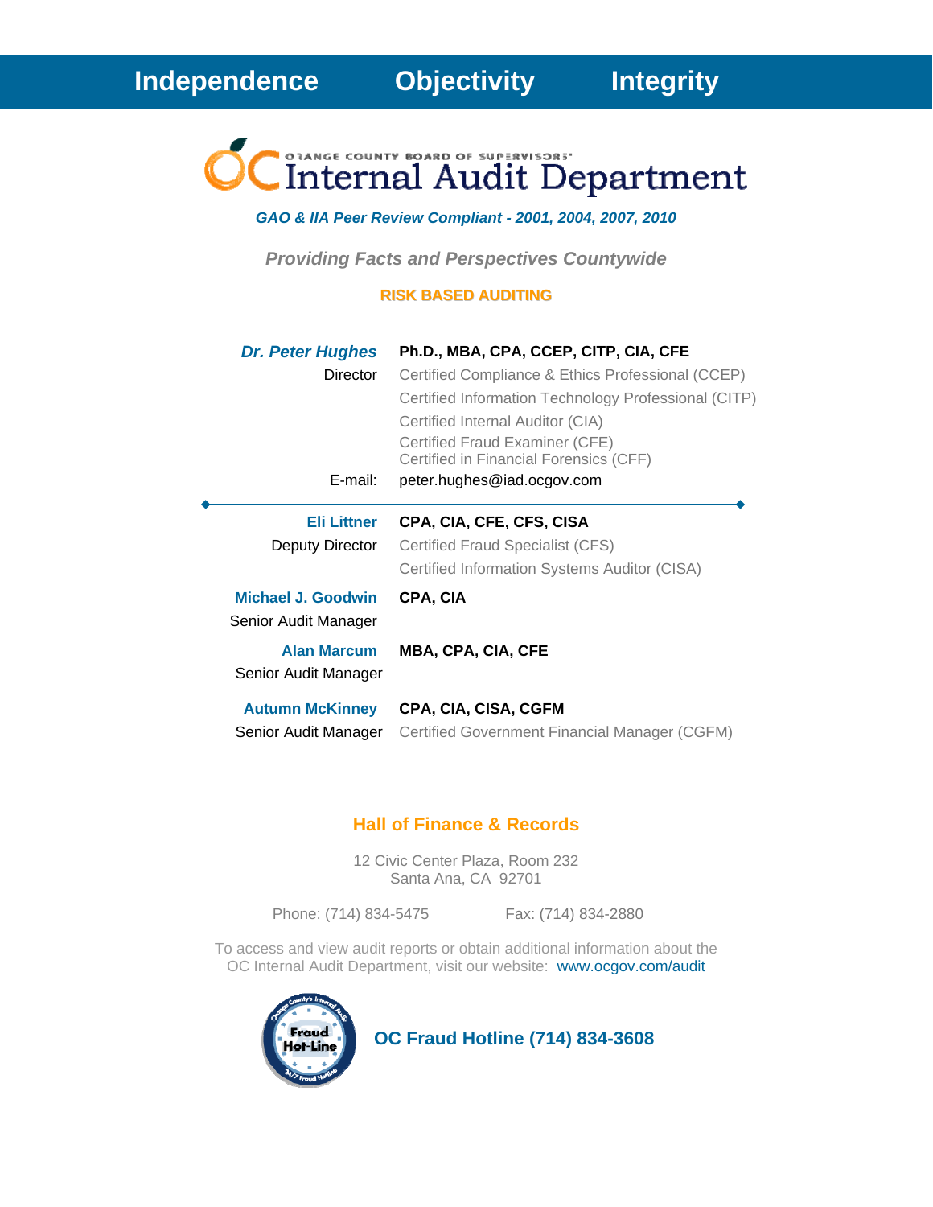**Independence    Objectivity    Integrity**

# OC Internal Audit Department

ORANGE COUNTY BOARD OF SUPERVISORS'

***GAO & IIA Peer Review Compliant - 2001, 2004, 2007, 2010***

***Providing Facts and Perspectives Countywide***

**RISK BASED AUDITING**

| | |
|---|---|
| ***Dr. Peter Hughes*** | **Ph.D., MBA, CPA, CCEP, CITP, CIA, CFE** |
| Director | Certified Compliance & Ethics Professional (CCEP) |
| | Certified Information Technology Professional (CITP) |
| | Certified Internal Auditor (CIA) |
| | Certified Fraud Examiner (CFE) |
| | Certified in Financial Forensics (CFF) |
| E-mail: | peter.hughes@iad.ocgov.com |

---

| | |
|---|---|
| **Eli Littner** | **CPA, CIA, CFE, CFS, CISA** |
| Deputy Director | Certified Fraud Specialist (CFS) |
| | Certified Information Systems Auditor (CISA) |
| **Michael J. Goodwin** | **CPA, CIA** |
| Senior Audit Manager | |
| **Alan Marcum** | **MBA, CPA, CIA, CFE** |
| Senior Audit Manager | |
| **Autumn McKinney** | **CPA, CIA, CISA, CGFM** |
| Senior Audit Manager | Certified Government Financial Manager (CGFM) |

## Hall of Finance & Records

12 Civic Center Plaza, Room 232
Santa Ana, CA 92701

Phone: (714) 834-5475    Fax: (714) 834-2880

To access and view audit reports or obtain additional information about the OC Internal Audit Department, visit our website: www.ocgov.com/audit

**OC Fraud Hotline (714) 834-3608**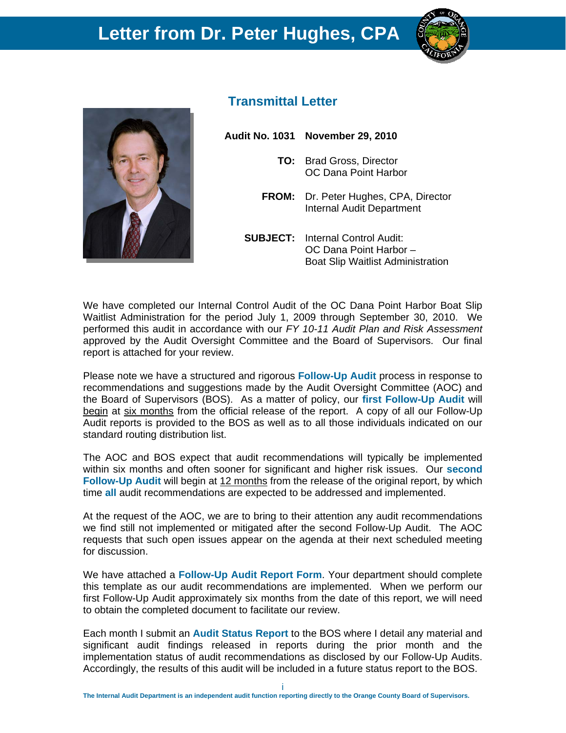# Letter from Dr. Peter Hughes, CPA

## Transmittal Letter

**Audit No. 1031** **November 29, 2010**

**TO:** Brad Gross, Director
OC Dana Point Harbor

**FROM:** Dr. Peter Hughes, CPA, Director
Internal Audit Department

**SUBJECT:** Internal Control Audit:
OC Dana Point Harbor –
Boat Slip Waitlist Administration

We have completed our Internal Control Audit of the OC Dana Point Harbor Boat Slip Waitlist Administration for the period July 1, 2009 through September 30, 2010. We performed this audit in accordance with our *FY 10-11 Audit Plan and Risk Assessment* approved by the Audit Oversight Committee and the Board of Supervisors. Our final report is attached for your review.

Please note we have a structured and rigorous **Follow-Up Audit** process in response to recommendations and suggestions made by the Audit Oversight Committee (AOC) and the Board of Supervisors (BOS). As a matter of policy, our **first Follow-Up Audit** will begin at six months from the official release of the report. A copy of all our Follow-Up Audit reports is provided to the BOS as well as to all those individuals indicated on our standard routing distribution list.

The AOC and BOS expect that audit recommendations will typically be implemented within six months and often sooner for significant and higher risk issues. Our **second Follow-Up Audit** will begin at 12 months from the release of the original report, by which time **all** audit recommendations are expected to be addressed and implemented.

At the request of the AOC, we are to bring to their attention any audit recommendations we find still not implemented or mitigated after the second Follow-Up Audit. The AOC requests that such open issues appear on the agenda at their next scheduled meeting for discussion.

We have attached a **Follow-Up Audit Report Form**. Your department should complete this template as our audit recommendations are implemented. When we perform our first Follow-Up Audit approximately six months from the date of this report, we will need to obtain the completed document to facilitate our review.

Each month I submit an **Audit Status Report** to the BOS where I detail any material and significant audit findings released in reports during the prior month and the implementation status of audit recommendations as disclosed by our Follow-Up Audits. Accordingly, the results of this audit will be included in a future status report to the BOS.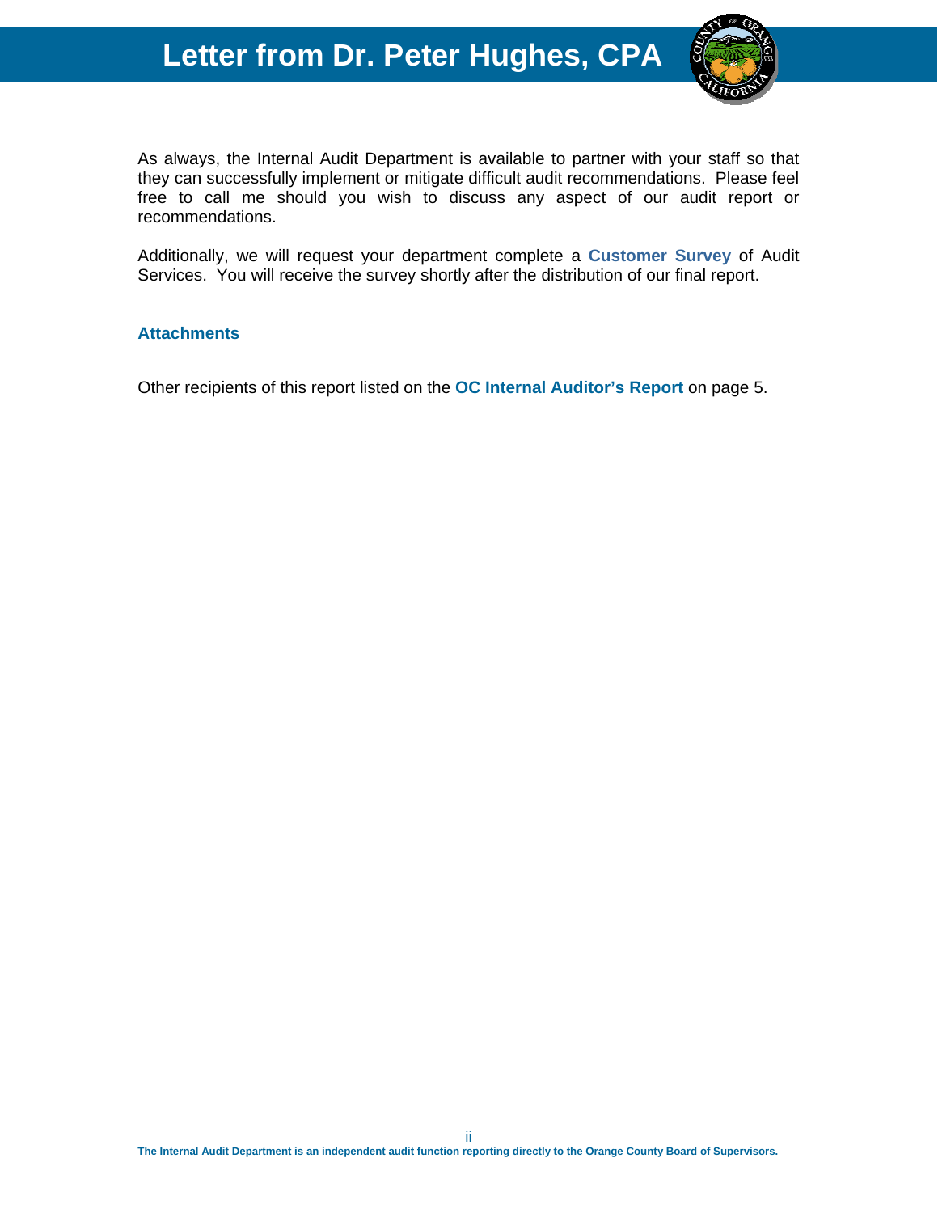# Letter from Dr. Peter Hughes, CPA

As always, the Internal Audit Department is available to partner with your staff so that they can successfully implement or mitigate difficult audit recommendations. Please feel free to call me should you wish to discuss any aspect of our audit report or recommendations.

Additionally, we will request your department complete a **Customer Survey** of Audit Services. You will receive the survey shortly after the distribution of our final report.

**Attachments**

Other recipients of this report listed on the **OC Internal Auditor's Report** on page 5.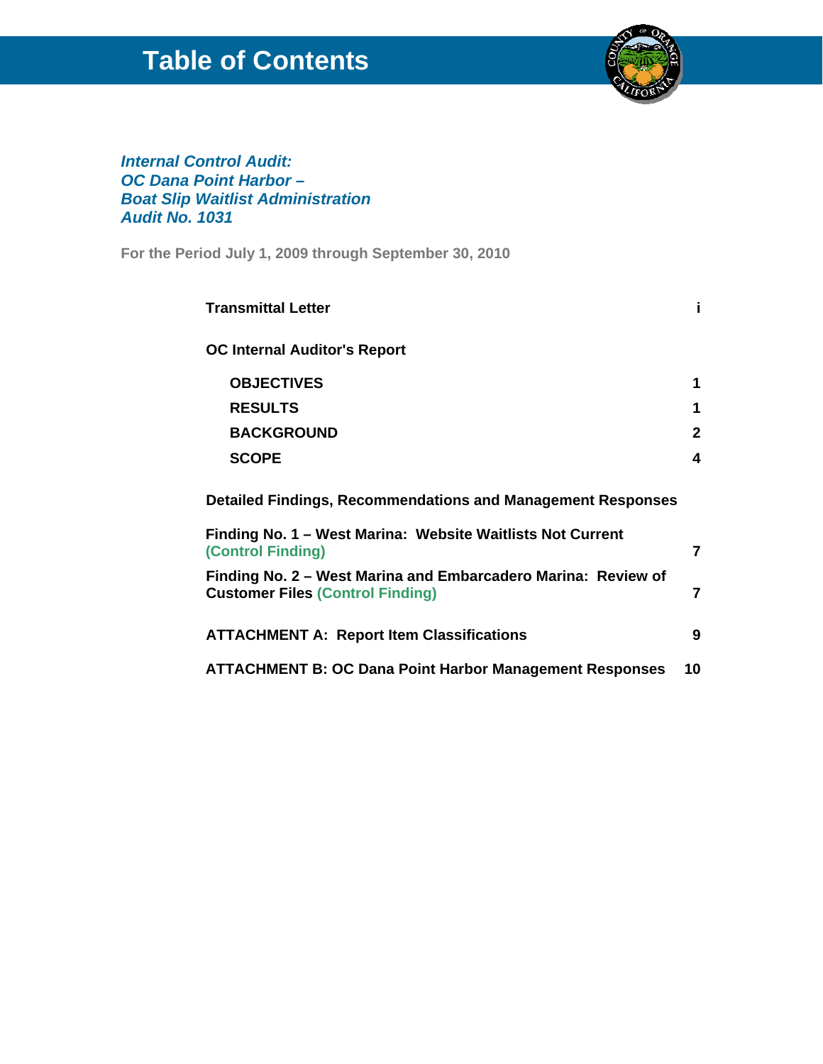# Table of Contents

***Internal Control Audit:***
***OC Dana Point Harbor –***
***Boat Slip Waitlist Administration***
***Audit No. 1031***

**For the Period July 1, 2009 through September 30, 2010**

| | |
|---|---|
| **Transmittal Letter** | **i** |
| **OC Internal Auditor's Report** | |
| **OBJECTIVES** | **1** |
| **RESULTS** | **1** |
| **BACKGROUND** | **2** |
| **SCOPE** | **4** |
| **Detailed Findings, Recommendations and Management Responses** | |
| **Finding No. 1 – West Marina: Website Waitlists Not Current (Control Finding)** | **7** |
| **Finding No. 2 – West Marina and Embarcadero Marina: Review of Customer Files (Control Finding)** | **7** |
| **ATTACHMENT A: Report Item Classifications** | **9** |
| **ATTACHMENT B: OC Dana Point Harbor Management Responses** | **10** |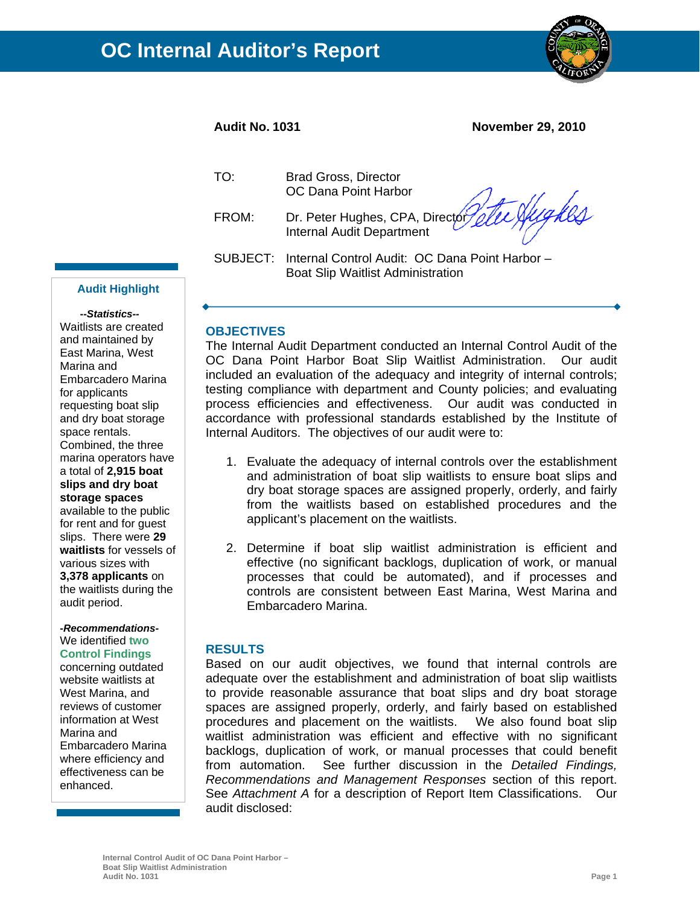# OC Internal Auditor's Report

**Audit No. 1031** **November 29, 2010**

| | |
|---|---|
| TO: | Brad Gross, Director<br>OC Dana Point Harbor |
| FROM: | Dr. Peter Hughes, CPA, Director<br>Internal Audit Department |
| SUBJECT: | Internal Control Audit: OC Dana Point Harbor – Boat Slip Waitlist Administration |

## OBJECTIVES

The Internal Audit Department conducted an Internal Control Audit of the OC Dana Point Harbor Boat Slip Waitlist Administration. Our audit included an evaluation of the adequacy and integrity of internal controls; testing compliance with department and County policies; and evaluating process efficiencies and effectiveness. Our audit was conducted in accordance with professional standards established by the Institute of Internal Auditors. The objectives of our audit were to:

1. Evaluate the adequacy of internal controls over the establishment and administration of boat slip waitlists to ensure boat slips and dry boat storage spaces are assigned properly, orderly, and fairly from the waitlists based on established procedures and the applicant's placement on the waitlists.

2. Determine if boat slip waitlist administration is efficient and effective (no significant backlogs, duplication of work, or manual processes that could be automated), and if processes and controls are consistent between East Marina, West Marina and Embarcadero Marina.

## RESULTS

Based on our audit objectives, we found that internal controls are adequate over the establishment and administration of boat slip waitlists to provide reasonable assurance that boat slips and dry boat storage spaces are assigned properly, orderly, and fairly based on established procedures and placement on the waitlists. We also found boat slip waitlist administration was efficient and effective with no significant backlogs, duplication of work, or manual processes that could benefit from automation. See further discussion in the *Detailed Findings, Recommendations and Management Responses* section of this report. See *Attachment A* for a description of Report Item Classifications. Our audit disclosed:

### Audit Highlight

***--Statistics--***

Waitlists are created and maintained by East Marina, West Marina and Embarcadero Marina for applicants requesting boat slip and dry boat storage space rentals. Combined, the three marina operators have a total of **2,915 boat slips and dry boat storage spaces** available to the public for rent and for guest slips. There were **29 waitlists** for vessels of various sizes with **3,378 applicants** on the waitlists during the audit period.

***-Recommendations-***

We identified **two Control Findings** concerning outdated website waitlists at West Marina, and reviews of customer information at West Marina and Embarcadero Marina where efficiency and effectiveness can be enhanced.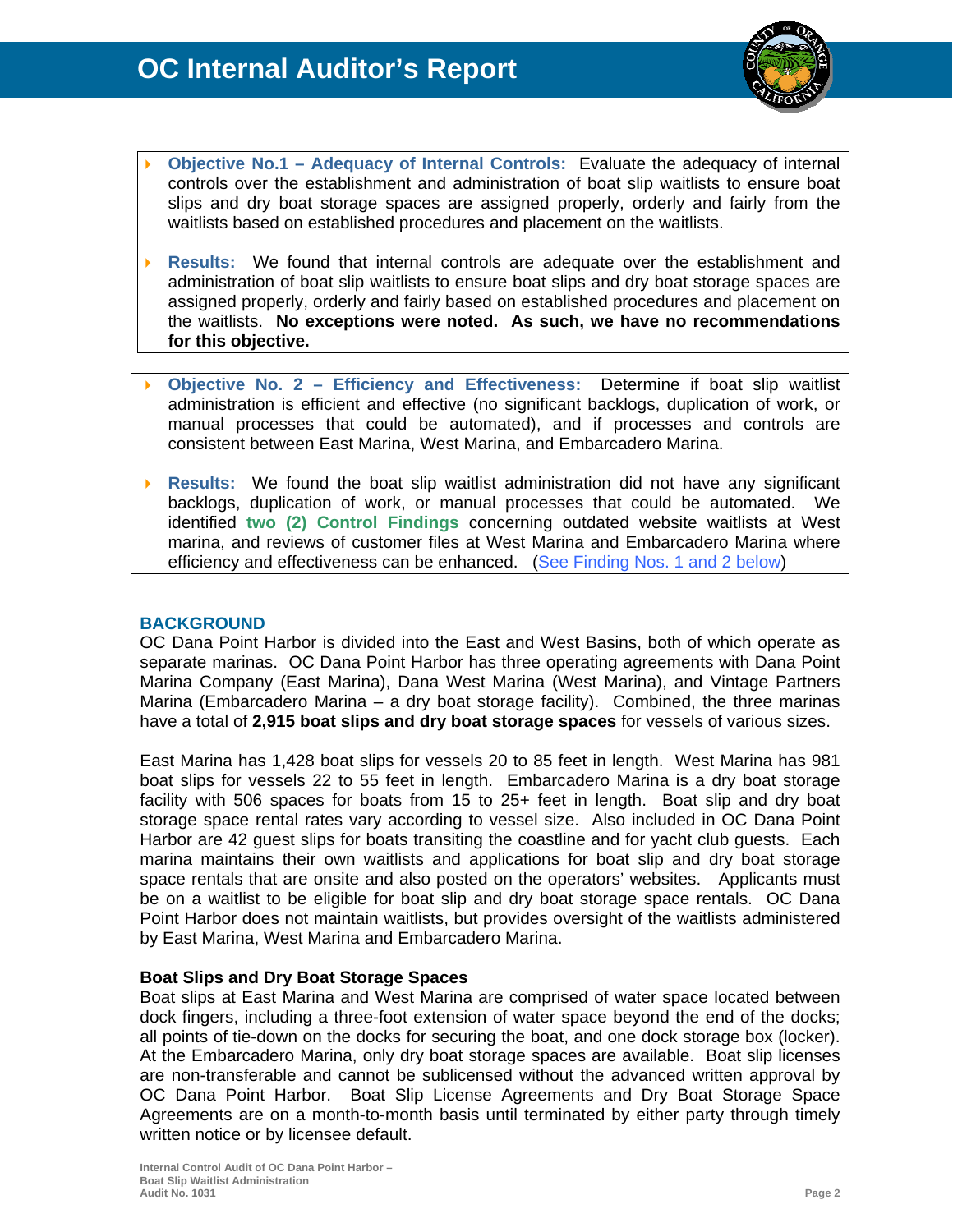- **Objective No.1 – Adequacy of Internal Controls:** Evaluate the adequacy of internal controls over the establishment and administration of boat slip waitlists to ensure boat slips and dry boat storage spaces are assigned properly, orderly and fairly from the waitlists based on established procedures and placement on the waitlists.

- **Results:** We found that internal controls are adequate over the establishment and administration of boat slip waitlists to ensure boat slips and dry boat storage spaces are assigned properly, orderly and fairly based on established procedures and placement on the waitlists. **No exceptions were noted. As such, we have no recommendations for this objective.**

- **Objective No. 2 – Efficiency and Effectiveness:** Determine if boat slip waitlist administration is efficient and effective (no significant backlogs, duplication of work, or manual processes that could be automated), and if processes and controls are consistent between East Marina, West Marina, and Embarcadero Marina.

- **Results:** We found the boat slip waitlist administration did not have any significant backlogs, duplication of work, or manual processes that could be automated. We identified **two (2) Control Findings** concerning outdated website waitlists at West marina, and reviews of customer files at West Marina and Embarcadero Marina where efficiency and effectiveness can be enhanced. (See Finding Nos. 1 and 2 below)

## BACKGROUND

OC Dana Point Harbor is divided into the East and West Basins, both of which operate as separate marinas. OC Dana Point Harbor has three operating agreements with Dana Point Marina Company (East Marina), Dana West Marina (West Marina), and Vintage Partners Marina (Embarcadero Marina – a dry boat storage facility). Combined, the three marinas have a total of **2,915 boat slips and dry boat storage spaces** for vessels of various sizes.

East Marina has 1,428 boat slips for vessels 20 to 85 feet in length. West Marina has 981 boat slips for vessels 22 to 55 feet in length. Embarcadero Marina is a dry boat storage facility with 506 spaces for boats from 15 to 25+ feet in length. Boat slip and dry boat storage space rental rates vary according to vessel size. Also included in OC Dana Point Harbor are 42 guest slips for boats transiting the coastline and for yacht club guests. Each marina maintains their own waitlists and applications for boat slip and dry boat storage space rentals that are onsite and also posted on the operators' websites. Applicants must be on a waitlist to be eligible for boat slip and dry boat storage space rentals. OC Dana Point Harbor does not maintain waitlists, but provides oversight of the waitlists administered by East Marina, West Marina and Embarcadero Marina.

### Boat Slips and Dry Boat Storage Spaces

Boat slips at East Marina and West Marina are comprised of water space located between dock fingers, including a three-foot extension of water space beyond the end of the docks; all points of tie-down on the docks for securing the boat, and one dock storage box (locker). At the Embarcadero Marina, only dry boat storage spaces are available. Boat slip licenses are non-transferable and cannot be sublicensed without the advanced written approval by OC Dana Point Harbor. Boat Slip License Agreements and Dry Boat Storage Space Agreements are on a month-to-month basis until terminated by either party through timely written notice or by licensee default.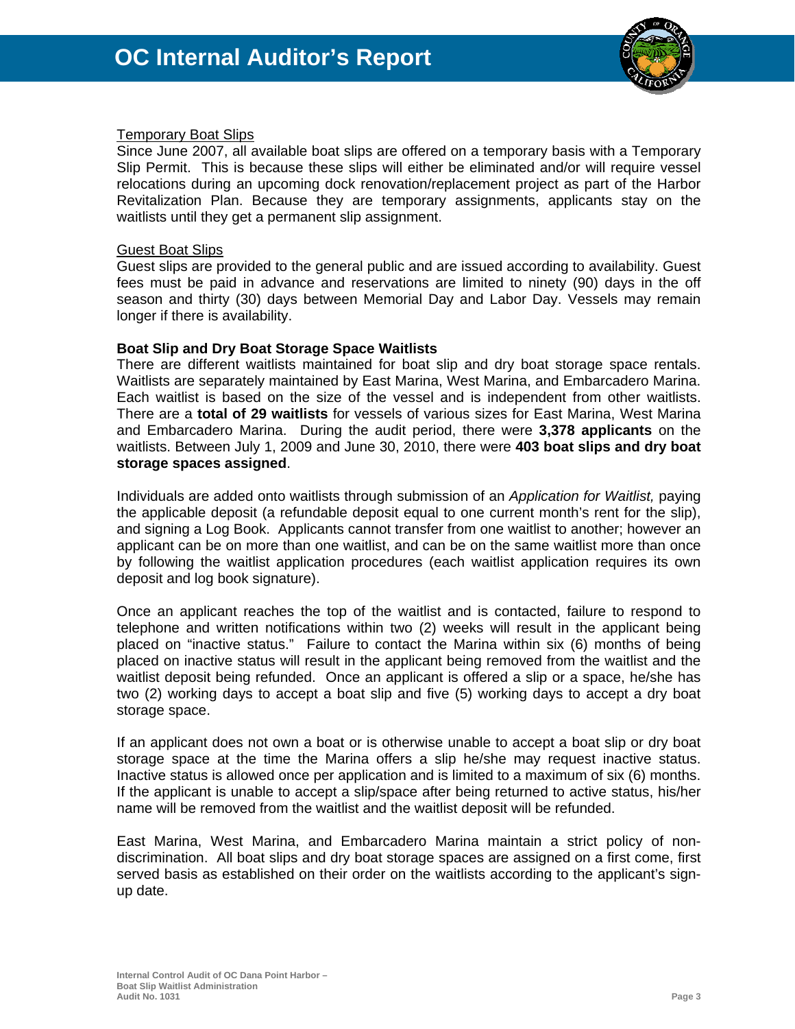<u>Temporary Boat Slips</u>

Since June 2007, all available boat slips are offered on a temporary basis with a Temporary Slip Permit. This is because these slips will either be eliminated and/or will require vessel relocations during an upcoming dock renovation/replacement project as part of the Harbor Revitalization Plan. Because they are temporary assignments, applicants stay on the waitlists until they get a permanent slip assignment.

<u>Guest Boat Slips</u>

Guest slips are provided to the general public and are issued according to availability. Guest fees must be paid in advance and reservations are limited to ninety (90) days in the off season and thirty (30) days between Memorial Day and Labor Day. Vessels may remain longer if there is availability.

**Boat Slip and Dry Boat Storage Space Waitlists**

There are different waitlists maintained for boat slip and dry boat storage space rentals. Waitlists are separately maintained by East Marina, West Marina, and Embarcadero Marina. Each waitlist is based on the size of the vessel and is independent from other waitlists. There are a **total of 29 waitlists** for vessels of various sizes for East Marina, West Marina and Embarcadero Marina. During the audit period, there were **3,378 applicants** on the waitlists. Between July 1, 2009 and June 30, 2010, there were **403 boat slips and dry boat storage spaces assigned**.

Individuals are added onto waitlists through submission of an *Application for Waitlist,* paying the applicable deposit (a refundable deposit equal to one current month's rent for the slip), and signing a Log Book. Applicants cannot transfer from one waitlist to another; however an applicant can be on more than one waitlist, and can be on the same waitlist more than once by following the waitlist application procedures (each waitlist application requires its own deposit and log book signature).

Once an applicant reaches the top of the waitlist and is contacted, failure to respond to telephone and written notifications within two (2) weeks will result in the applicant being placed on "inactive status." Failure to contact the Marina within six (6) months of being placed on inactive status will result in the applicant being removed from the waitlist and the waitlist deposit being refunded. Once an applicant is offered a slip or a space, he/she has two (2) working days to accept a boat slip and five (5) working days to accept a dry boat storage space.

If an applicant does not own a boat or is otherwise unable to accept a boat slip or dry boat storage space at the time the Marina offers a slip he/she may request inactive status. Inactive status is allowed once per application and is limited to a maximum of six (6) months. If the applicant is unable to accept a slip/space after being returned to active status, his/her name will be removed from the waitlist and the waitlist deposit will be refunded.

East Marina, West Marina, and Embarcadero Marina maintain a strict policy of non-discrimination. All boat slips and dry boat storage spaces are assigned on a first come, first served basis as established on their order on the waitlists according to the applicant's sign-up date.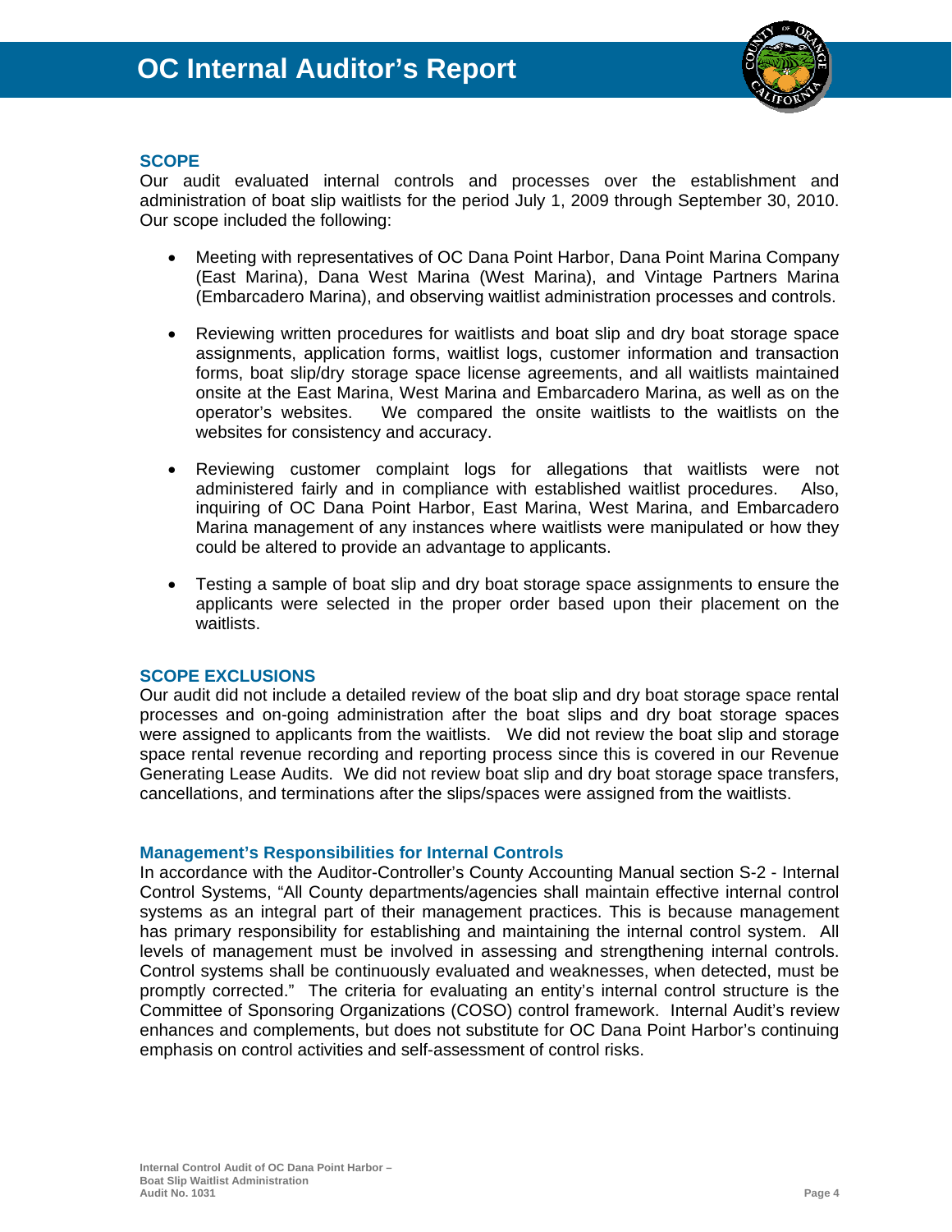## SCOPE

Our audit evaluated internal controls and processes over the establishment and administration of boat slip waitlists for the period July 1, 2009 through September 30, 2010. Our scope included the following:

- Meeting with representatives of OC Dana Point Harbor, Dana Point Marina Company (East Marina), Dana West Marina (West Marina), and Vintage Partners Marina (Embarcadero Marina), and observing waitlist administration processes and controls.
- Reviewing written procedures for waitlists and boat slip and dry boat storage space assignments, application forms, waitlist logs, customer information and transaction forms, boat slip/dry storage space license agreements, and all waitlists maintained onsite at the East Marina, West Marina and Embarcadero Marina, as well as on the operator's websites. We compared the onsite waitlists to the waitlists on the websites for consistency and accuracy.
- Reviewing customer complaint logs for allegations that waitlists were not administered fairly and in compliance with established waitlist procedures. Also, inquiring of OC Dana Point Harbor, East Marina, West Marina, and Embarcadero Marina management of any instances where waitlists were manipulated or how they could be altered to provide an advantage to applicants.
- Testing a sample of boat slip and dry boat storage space assignments to ensure the applicants were selected in the proper order based upon their placement on the waitlists.

## SCOPE EXCLUSIONS

Our audit did not include a detailed review of the boat slip and dry boat storage space rental processes and on-going administration after the boat slips and dry boat storage spaces were assigned to applicants from the waitlists. We did not review the boat slip and storage space rental revenue recording and reporting process since this is covered in our Revenue Generating Lease Audits. We did not review boat slip and dry boat storage space transfers, cancellations, and terminations after the slips/spaces were assigned from the waitlists.

### Management's Responsibilities for Internal Controls

In accordance with the Auditor-Controller's County Accounting Manual section S-2 - Internal Control Systems, "All County departments/agencies shall maintain effective internal control systems as an integral part of their management practices. This is because management has primary responsibility for establishing and maintaining the internal control system. All levels of management must be involved in assessing and strengthening internal controls. Control systems shall be continuously evaluated and weaknesses, when detected, must be promptly corrected." The criteria for evaluating an entity's internal control structure is the Committee of Sponsoring Organizations (COSO) control framework. Internal Audit's review enhances and complements, but does not substitute for OC Dana Point Harbor's continuing emphasis on control activities and self-assessment of control risks.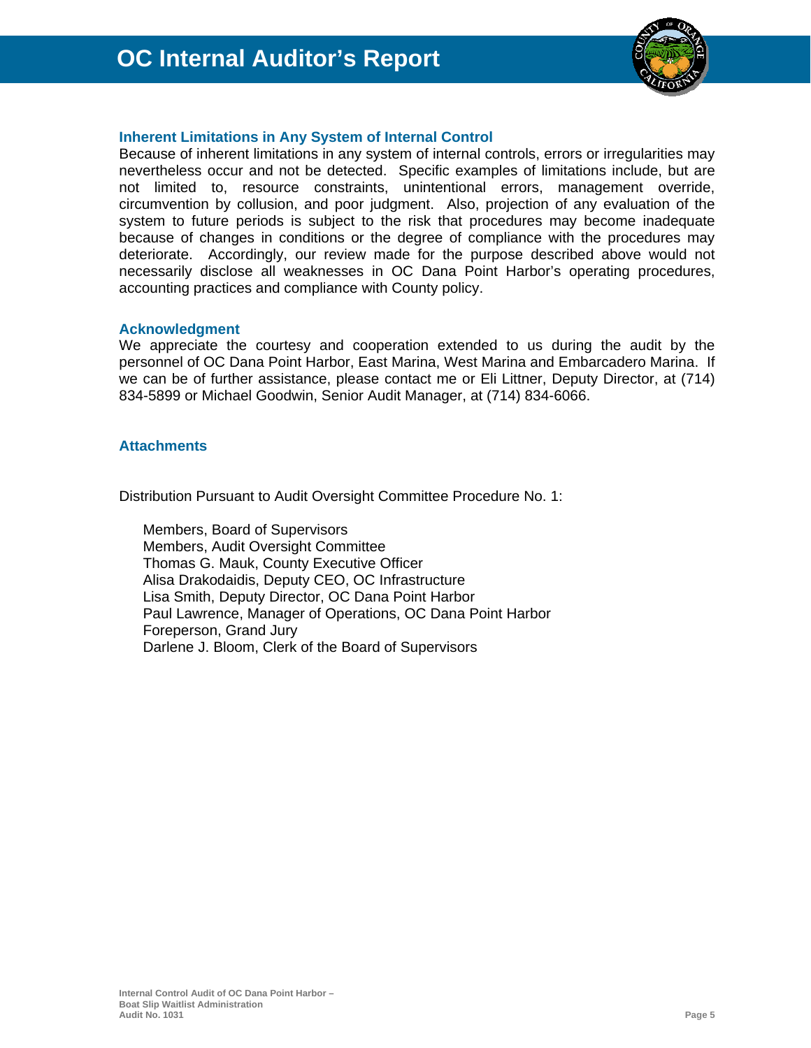### Inherent Limitations in Any System of Internal Control

Because of inherent limitations in any system of internal controls, errors or irregularities may nevertheless occur and not be detected. Specific examples of limitations include, but are not limited to, resource constraints, unintentional errors, management override, circumvention by collusion, and poor judgment. Also, projection of any evaluation of the system to future periods is subject to the risk that procedures may become inadequate because of changes in conditions or the degree of compliance with the procedures may deteriorate. Accordingly, our review made for the purpose described above would not necessarily disclose all weaknesses in OC Dana Point Harbor's operating procedures, accounting practices and compliance with County policy.

### Acknowledgment

We appreciate the courtesy and cooperation extended to us during the audit by the personnel of OC Dana Point Harbor, East Marina, West Marina and Embarcadero Marina. If we can be of further assistance, please contact me or Eli Littner, Deputy Director, at (714) 834-5899 or Michael Goodwin, Senior Audit Manager, at (714) 834-6066.

### Attachments

Distribution Pursuant to Audit Oversight Committee Procedure No. 1:

Members, Board of Supervisors
Members, Audit Oversight Committee
Thomas G. Mauk, County Executive Officer
Alisa Drakodaidis, Deputy CEO, OC Infrastructure
Lisa Smith, Deputy Director, OC Dana Point Harbor
Paul Lawrence, Manager of Operations, OC Dana Point Harbor
Foreperson, Grand Jury
Darlene J. Bloom, Clerk of the Board of Supervisors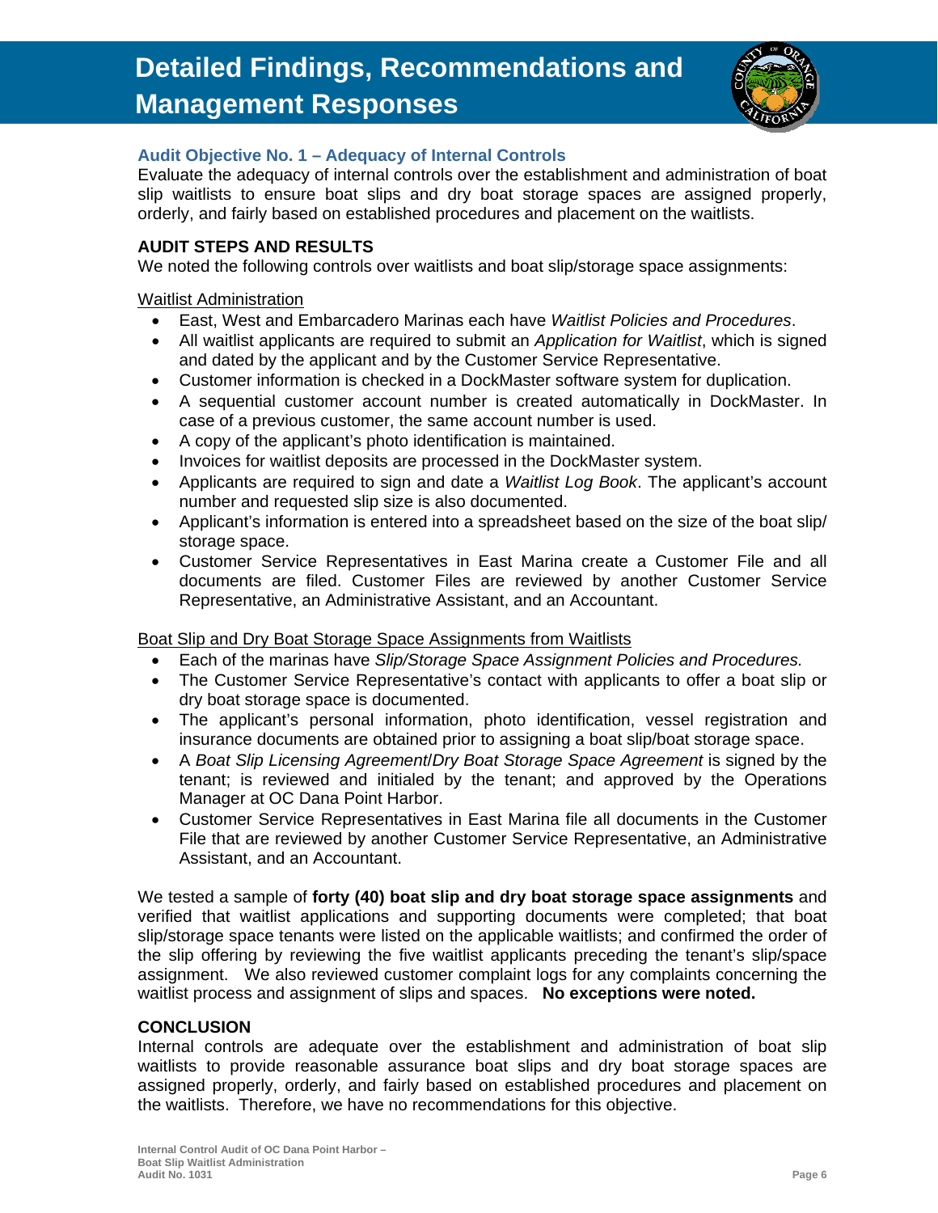# Detailed Findings, Recommendations and Management Responses

### Audit Objective No. 1 – Adequacy of Internal Controls

Evaluate the adequacy of internal controls over the establishment and administration of boat slip waitlists to ensure boat slips and dry boat storage spaces are assigned properly, orderly, and fairly based on established procedures and placement on the waitlists.

**AUDIT STEPS AND RESULTS**

We noted the following controls over waitlists and boat slip/storage space assignments:

Waitlist Administration

- East, West and Embarcadero Marinas each have *Waitlist Policies and Procedures*.
- All waitlist applicants are required to submit an *Application for Waitlist*, which is signed and dated by the applicant and by the Customer Service Representative.
- Customer information is checked in a DockMaster software system for duplication.
- A sequential customer account number is created automatically in DockMaster. In case of a previous customer, the same account number is used.
- A copy of the applicant's photo identification is maintained.
- Invoices for waitlist deposits are processed in the DockMaster system.
- Applicants are required to sign and date a *Waitlist Log Book*. The applicant's account number and requested slip size is also documented.
- Applicant's information is entered into a spreadsheet based on the size of the boat slip/ storage space.
- Customer Service Representatives in East Marina create a Customer File and all documents are filed. Customer Files are reviewed by another Customer Service Representative, an Administrative Assistant, and an Accountant.

Boat Slip and Dry Boat Storage Space Assignments from Waitlists

- Each of the marinas have *Slip/Storage Space Assignment Policies and Procedures.*
- The Customer Service Representative's contact with applicants to offer a boat slip or dry boat storage space is documented.
- The applicant's personal information, photo identification, vessel registration and insurance documents are obtained prior to assigning a boat slip/boat storage space.
- A *Boat Slip Licensing Agreement*/*Dry Boat Storage Space Agreement* is signed by the tenant; is reviewed and initialed by the tenant; and approved by the Operations Manager at OC Dana Point Harbor.
- Customer Service Representatives in East Marina file all documents in the Customer File that are reviewed by another Customer Service Representative, an Administrative Assistant, and an Accountant.

We tested a sample of **forty (40) boat slip and dry boat storage space assignments** and verified that waitlist applications and supporting documents were completed; that boat slip/storage space tenants were listed on the applicable waitlists; and confirmed the order of the slip offering by reviewing the five waitlist applicants preceding the tenant's slip/space assignment. We also reviewed customer complaint logs for any complaints concerning the waitlist process and assignment of slips and spaces. **No exceptions were noted.**

**CONCLUSION**

Internal controls are adequate over the establishment and administration of boat slip waitlists to provide reasonable assurance boat slips and dry boat storage spaces are assigned properly, orderly, and fairly based on established procedures and placement on the waitlists. Therefore, we have no recommendations for this objective.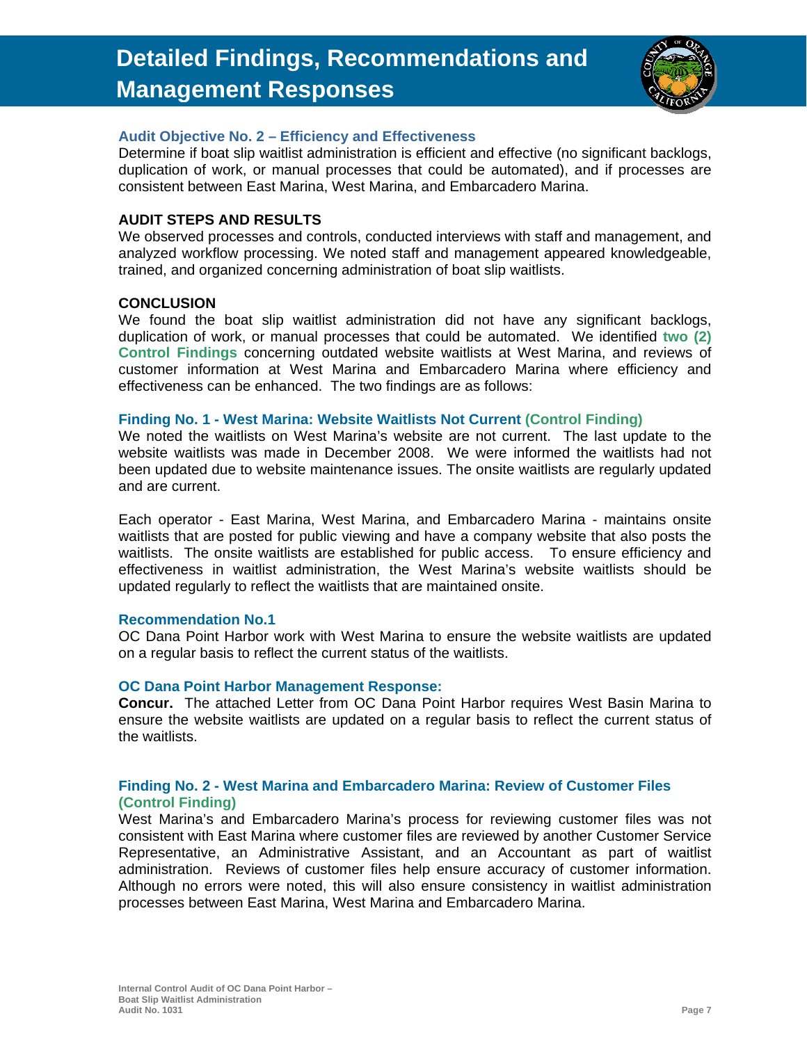# Detailed Findings, Recommendations and Management Responses

### Audit Objective No. 2 – Efficiency and Effectiveness

Determine if boat slip waitlist administration is efficient and effective (no significant backlogs, duplication of work, or manual processes that could be automated), and if processes are consistent between East Marina, West Marina, and Embarcadero Marina.

**AUDIT STEPS AND RESULTS**

We observed processes and controls, conducted interviews with staff and management, and analyzed workflow processing. We noted staff and management appeared knowledgeable, trained, and organized concerning administration of boat slip waitlists.

**CONCLUSION**

We found the boat slip waitlist administration did not have any significant backlogs, duplication of work, or manual processes that could be automated. We identified **two (2) Control Findings** concerning outdated website waitlists at West Marina, and reviews of customer information at West Marina and Embarcadero Marina where efficiency and effectiveness can be enhanced. The two findings are as follows:

### Finding No. 1 - West Marina: Website Waitlists Not Current (Control Finding)

We noted the waitlists on West Marina's website are not current. The last update to the website waitlists was made in December 2008. We were informed the waitlists had not been updated due to website maintenance issues. The onsite waitlists are regularly updated and are current.

Each operator - East Marina, West Marina, and Embarcadero Marina - maintains onsite waitlists that are posted for public viewing and have a company website that also posts the waitlists. The onsite waitlists are established for public access. To ensure efficiency and effectiveness in waitlist administration, the West Marina's website waitlists should be updated regularly to reflect the waitlists that are maintained onsite.

### Recommendation No.1

OC Dana Point Harbor work with West Marina to ensure the website waitlists are updated on a regular basis to reflect the current status of the waitlists.

### OC Dana Point Harbor Management Response:

**Concur.** The attached Letter from OC Dana Point Harbor requires West Basin Marina to ensure the website waitlists are updated on a regular basis to reflect the current status of the waitlists.

### Finding No. 2 - West Marina and Embarcadero Marina: Review of Customer Files (Control Finding)

West Marina's and Embarcadero Marina's process for reviewing customer files was not consistent with East Marina where customer files are reviewed by another Customer Service Representative, an Administrative Assistant, and an Accountant as part of waitlist administration. Reviews of customer files help ensure accuracy of customer information. Although no errors were noted, this will also ensure consistency in waitlist administration processes between East Marina, West Marina and Embarcadero Marina.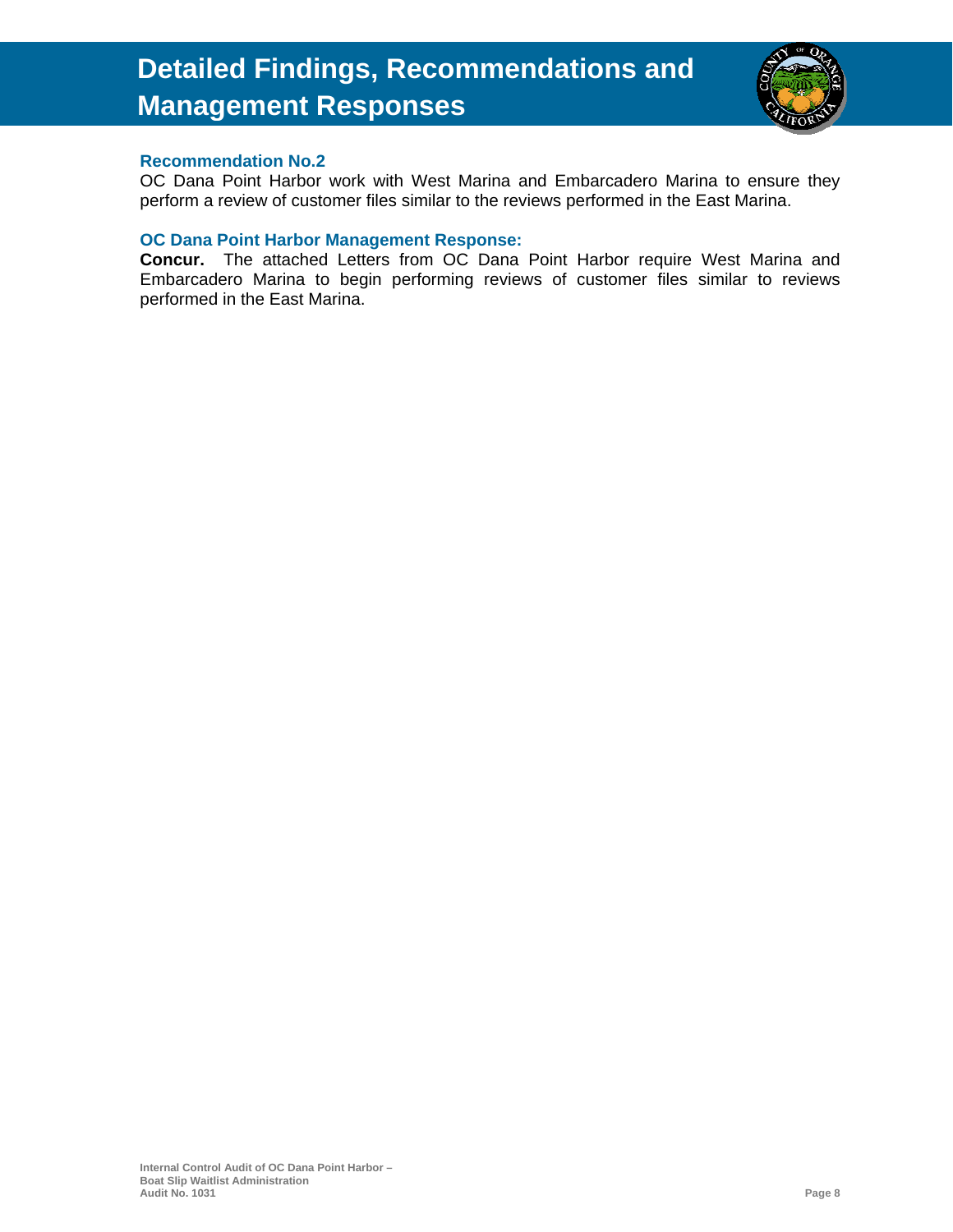# Detailed Findings, Recommendations and Management Responses

### Recommendation No.2

OC Dana Point Harbor work with West Marina and Embarcadero Marina to ensure they perform a review of customer files similar to the reviews performed in the East Marina.

### OC Dana Point Harbor Management Response:

**Concur.** The attached Letters from OC Dana Point Harbor require West Marina and Embarcadero Marina to begin performing reviews of customer files similar to reviews performed in the East Marina.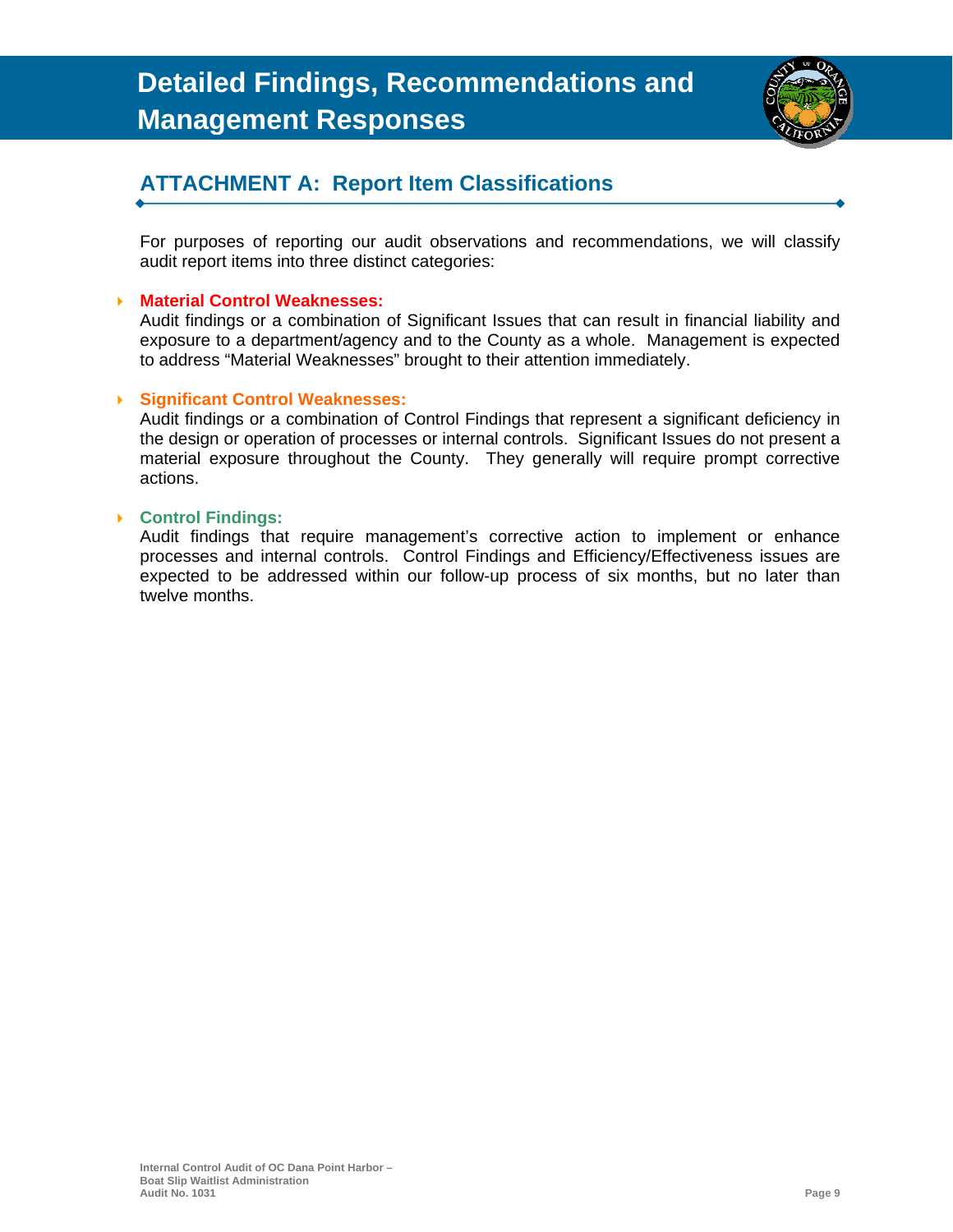# Detailed Findings, Recommendations and Management Responses

## ATTACHMENT A: Report Item Classifications

For purposes of reporting our audit observations and recommendations, we will classify audit report items into three distinct categories:

- **Material Control Weaknesses:**
  Audit findings or a combination of Significant Issues that can result in financial liability and exposure to a department/agency and to the County as a whole. Management is expected to address "Material Weaknesses" brought to their attention immediately.

- **Significant Control Weaknesses:**
  Audit findings or a combination of Control Findings that represent a significant deficiency in the design or operation of processes or internal controls. Significant Issues do not present a material exposure throughout the County. They generally will require prompt corrective actions.

- **Control Findings:**
  Audit findings that require management's corrective action to implement or enhance processes and internal controls. Control Findings and Efficiency/Effectiveness issues are expected to be addressed within our follow-up process of six months, but no later than twelve months.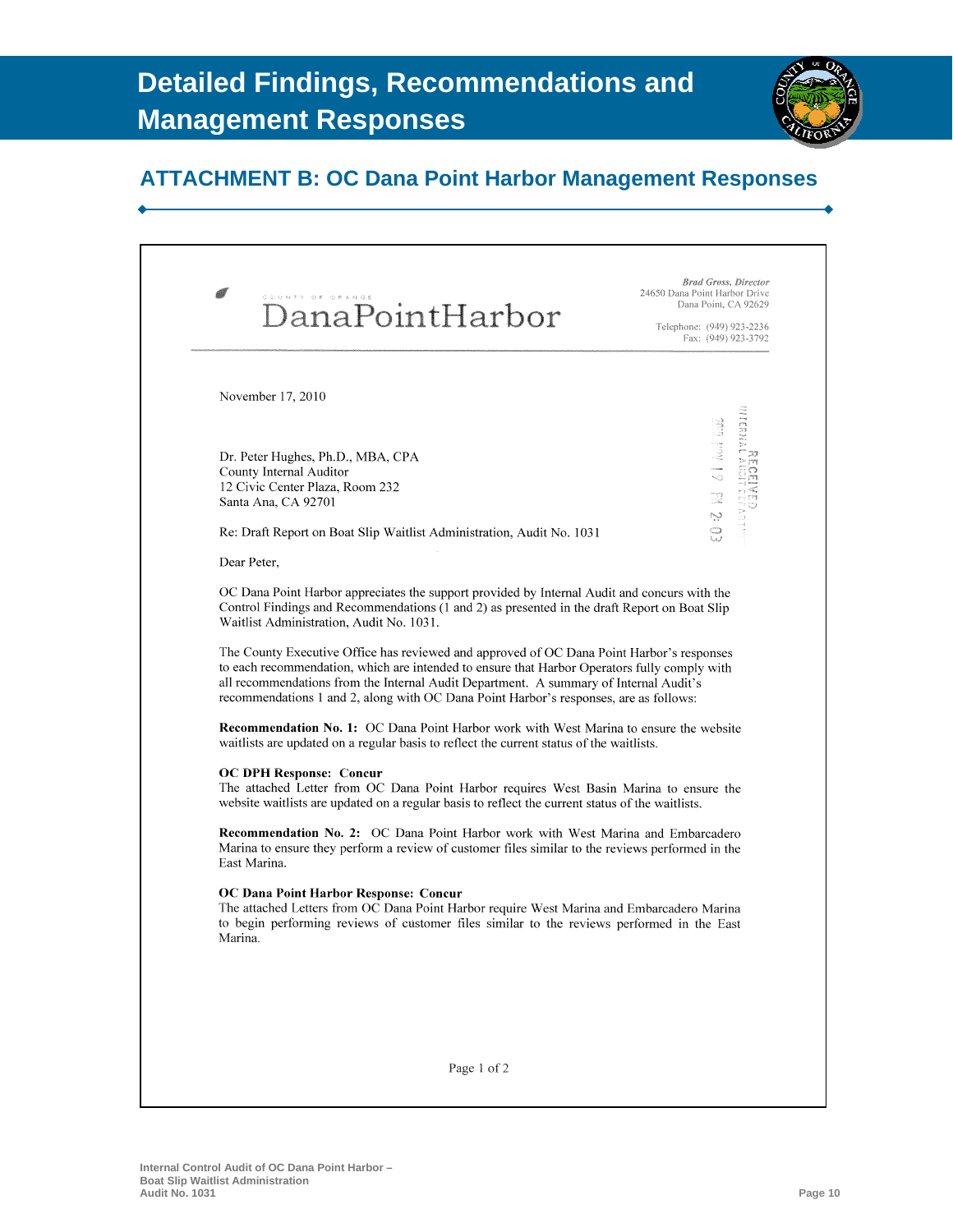# Detailed Findings, Recommendations and Management Responses

## ATTACHMENT B: OC Dana Point Harbor Management Responses

COUNTY OF ORANGE
DanaPointHarbor

*Brad Gross, Director*
24650 Dana Point Harbor Drive
Dana Point, CA 92629

Telephone: (949) 923-2236
Fax: (949) 923-3792

November 17, 2010

RECEIVED
INTERNAL AUDIT DEPARTMENT
2010 NOV 17 PM 2:03

Dr. Peter Hughes, Ph.D., MBA, CPA
County Internal Auditor
12 Civic Center Plaza, Room 232
Santa Ana, CA 92701

Re: Draft Report on Boat Slip Waitlist Administration, Audit No. 1031

Dear Peter,

OC Dana Point Harbor appreciates the support provided by Internal Audit and concurs with the Control Findings and Recommendations (1 and 2) as presented in the draft Report on Boat Slip Waitlist Administration, Audit No. 1031.

The County Executive Office has reviewed and approved of OC Dana Point Harbor's responses to each recommendation, which are intended to ensure that Harbor Operators fully comply with all recommendations from the Internal Audit Department. A summary of Internal Audit's recommendations 1 and 2, along with OC Dana Point Harbor's responses, are as follows:

**Recommendation No. 1:** OC Dana Point Harbor work with West Marina to ensure the website waitlists are updated on a regular basis to reflect the current status of the waitlists.

**OC DPH Response: Concur**
The attached Letter from OC Dana Point Harbor requires West Basin Marina to ensure the website waitlists are updated on a regular basis to reflect the current status of the waitlists.

**Recommendation No. 2:** OC Dana Point Harbor work with West Marina and Embarcadero Marina to ensure they perform a review of customer files similar to the reviews performed in the East Marina.

**OC Dana Point Harbor Response: Concur**
The attached Letters from OC Dana Point Harbor require West Marina and Embarcadero Marina to begin performing reviews of customer files similar to the reviews performed in the East Marina.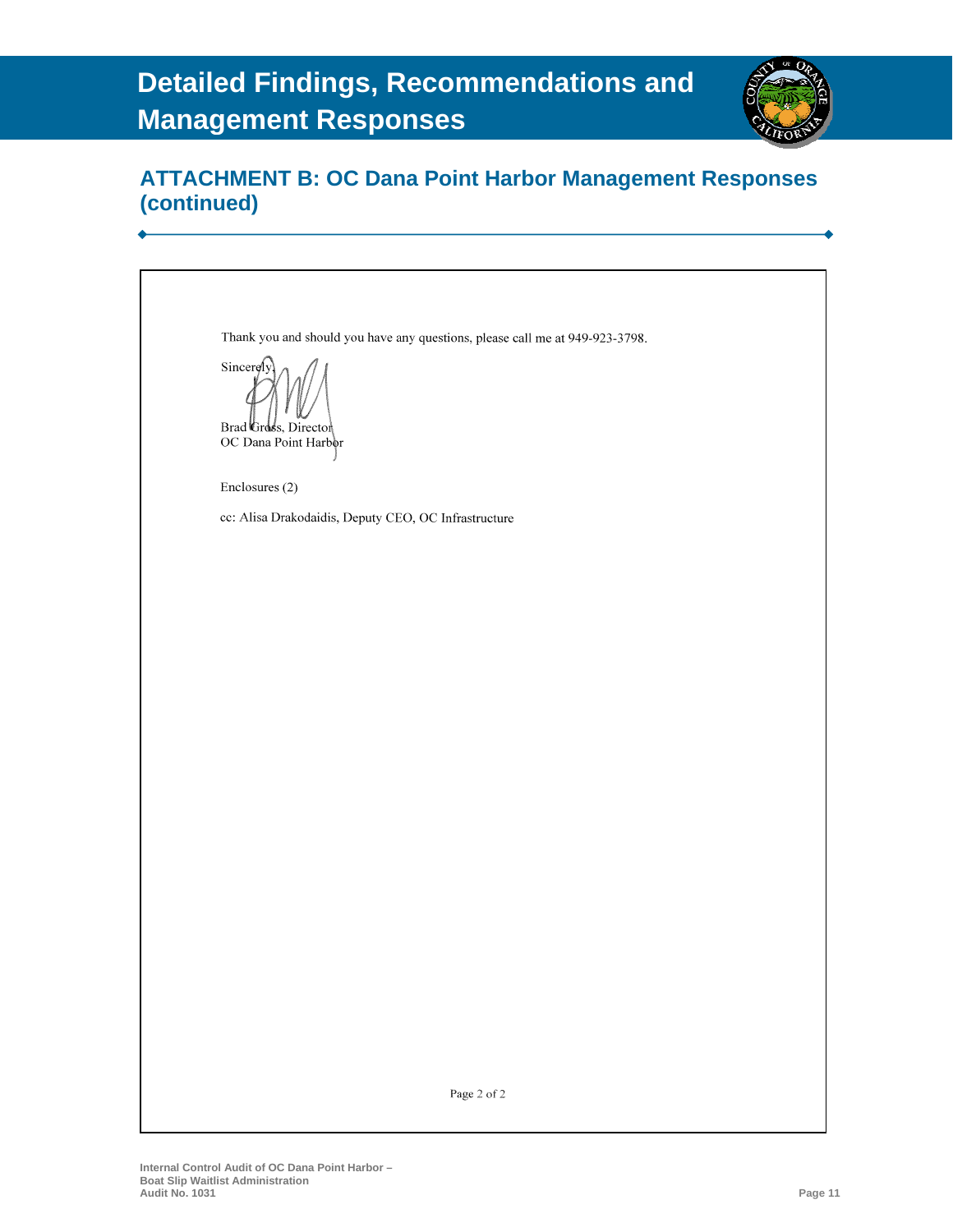# Detailed Findings, Recommendations and Management Responses

## ATTACHMENT B: OC Dana Point Harbor Management Responses (continued)

Thank you and should you have any questions, please call me at 949-923-3798.

Sincerely,

Brad Gross, Director
OC Dana Point Harbor

Enclosures (2)

cc: Alisa Drakodaidis, Deputy CEO, OC Infrastructure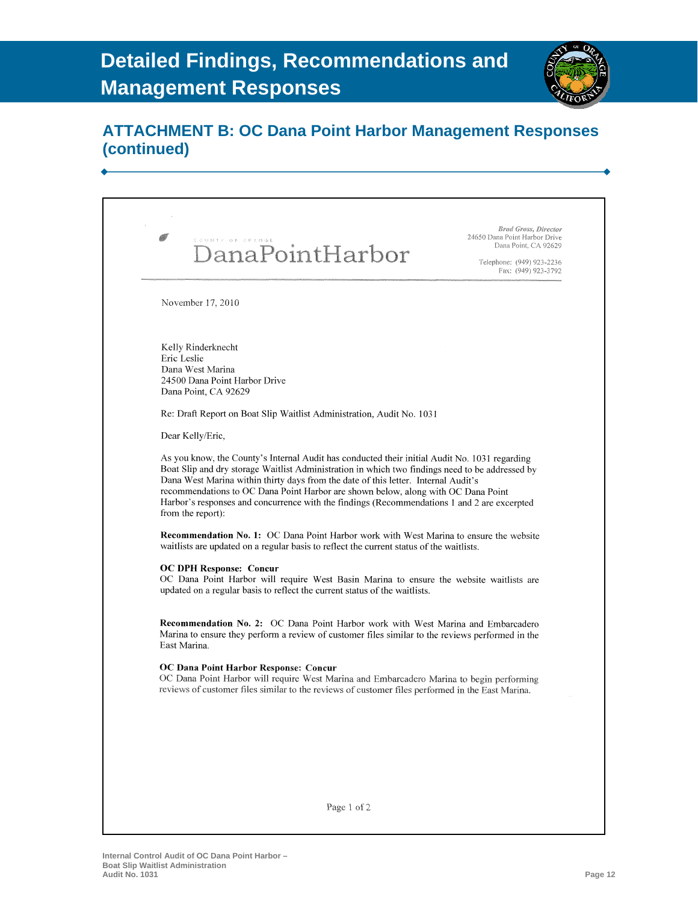# Detailed Findings, Recommendations and Management Responses

## ATTACHMENT B: OC Dana Point Harbor Management Responses (continued)

COUNTY OF ORANGE
DanaPointHarbor

*Brad Gross, Director*
24650 Dana Point Harbor Drive
Dana Point, CA 92629

Telephone: (949) 923-2236
Fax: (949) 923-3792

November 17, 2010

Kelly Rinderknecht
Eric Leslie
Dana West Marina
24500 Dana Point Harbor Drive
Dana Point, CA 92629

Re: Draft Report on Boat Slip Waitlist Administration, Audit No. 1031

Dear Kelly/Eric,

As you know, the County's Internal Audit has conducted their initial Audit No. 1031 regarding Boat Slip and dry storage Waitlist Administration in which two findings need to be addressed by Dana West Marina within thirty days from the date of this letter. Internal Audit's recommendations to OC Dana Point Harbor are shown below, along with OC Dana Point Harbor's responses and concurrence with the findings (Recommendations 1 and 2 are excerpted from the report):

**Recommendation No. 1:** OC Dana Point Harbor work with West Marina to ensure the website waitlists are updated on a regular basis to reflect the current status of the waitlists.

**OC DPH Response: Concur**
OC Dana Point Harbor will require West Basin Marina to ensure the website waitlists are updated on a regular basis to reflect the current status of the waitlists.

**Recommendation No. 2:** OC Dana Point Harbor work with West Marina and Embarcadero Marina to ensure they perform a review of customer files similar to the reviews performed in the East Marina.

**OC Dana Point Harbor Response: Concur**
OC Dana Point Harbor will require West Marina and Embarcadero Marina to begin performing reviews of customer files similar to the reviews of customer files performed in the East Marina.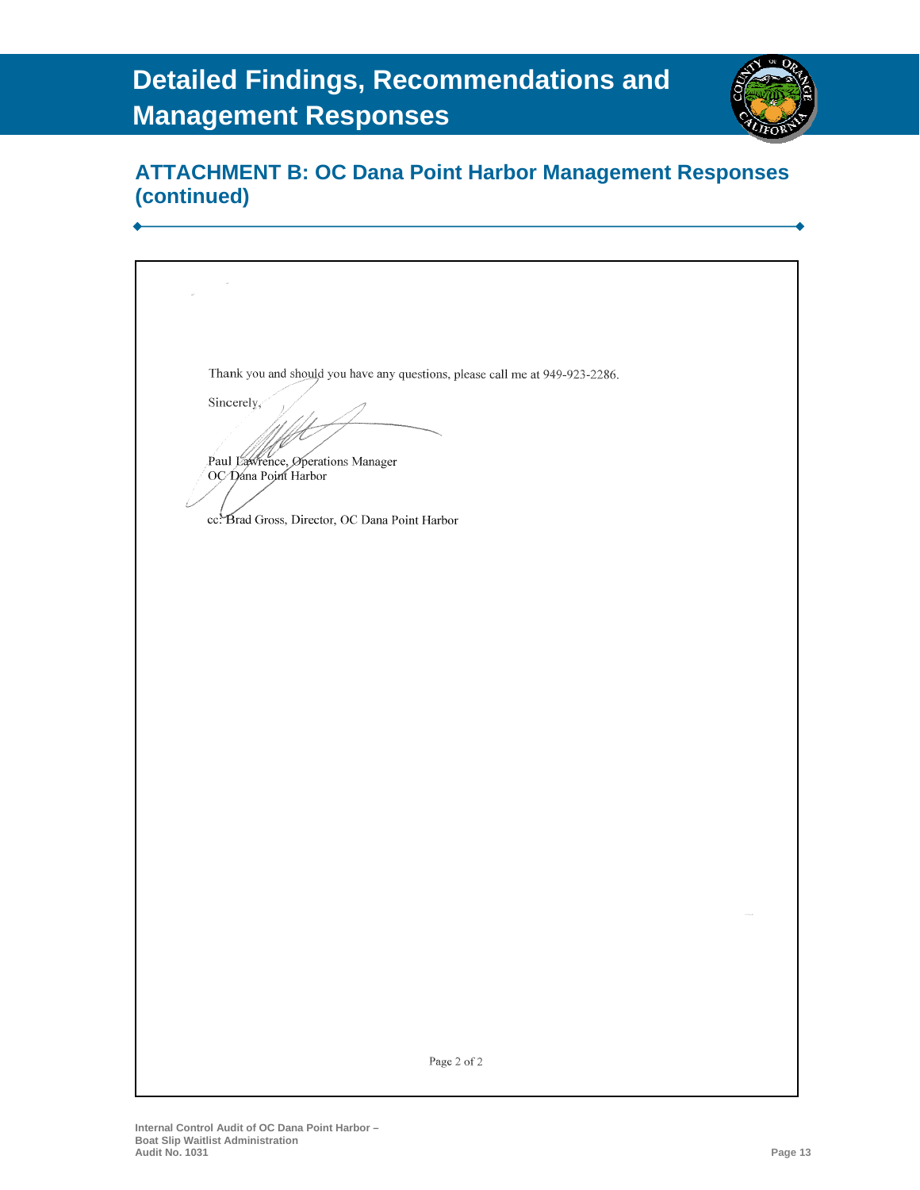# Detailed Findings, Recommendations and Management Responses

## ATTACHMENT B: OC Dana Point Harbor Management Responses (continued)

Thank you and should you have any questions, please call me at 949-923-2286.

Sincerely,

Paul Lawrence, Operations Manager
OC Dana Point Harbor

cc: Brad Gross, Director, OC Dana Point Harbor

Page 2 of 2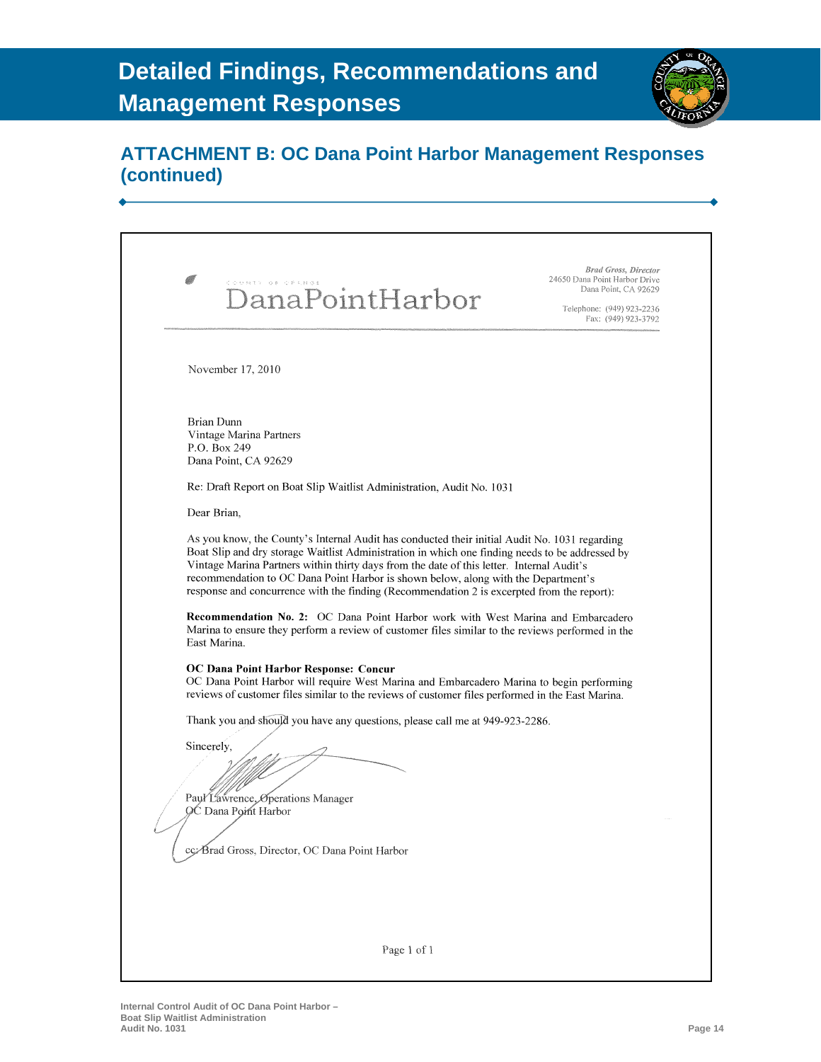# Detailed Findings, Recommendations and Management Responses

## ATTACHMENT B: OC Dana Point Harbor Management Responses (continued)

COUNTY OF ORANGE
DanaPointHarbor

*Brad Gross, Director*
24650 Dana Point Harbor Drive
Dana Point, CA 92629

Telephone: (949) 923-2236
Fax: (949) 923-3792

November 17, 2010

Brian Dunn
Vintage Marina Partners
P.O. Box 249
Dana Point, CA 92629

Re: Draft Report on Boat Slip Waitlist Administration, Audit No. 1031

Dear Brian,

As you know, the County's Internal Audit has conducted their initial Audit No. 1031 regarding Boat Slip and dry storage Waitlist Administration in which one finding needs to be addressed by Vintage Marina Partners within thirty days from the date of this letter. Internal Audit's recommendation to OC Dana Point Harbor is shown below, along with the Department's response and concurrence with the finding (Recommendation 2 is excerpted from the report):

**Recommendation No. 2:** OC Dana Point Harbor work with West Marina and Embarcadero Marina to ensure they perform a review of customer files similar to the reviews performed in the East Marina.

**OC Dana Point Harbor Response: Concur**
OC Dana Point Harbor will require West Marina and Embarcadero Marina to begin performing reviews of customer files similar to the reviews of customer files performed in the East Marina.

Thank you and should you have any questions, please call me at 949-923-2286.

Sincerely,

Paul Lawrence, Operations Manager
OC Dana Point Harbor

cc: Brad Gross, Director, OC Dana Point Harbor

Page 1 of 1